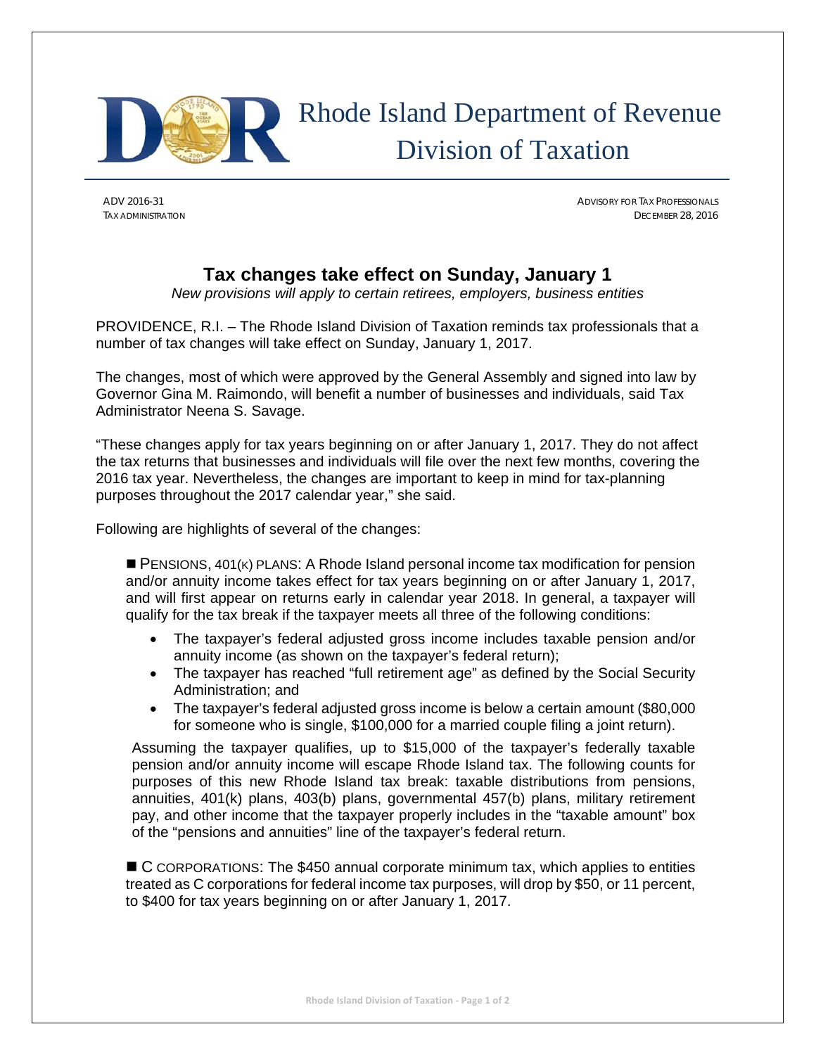# Rhode Island Department of Revenue Division of Taxation

ADV 2016-31
TAX ADMINISTRATION

ADVISORY FOR TAX PROFESSIONALS
DECEMBER 28, 2016

## Tax changes take effect on Sunday, January 1

*New provisions will apply to certain retirees, employers, business entities*

PROVIDENCE, R.I. – The Rhode Island Division of Taxation reminds tax professionals that a number of tax changes will take effect on Sunday, January 1, 2017.

The changes, most of which were approved by the General Assembly and signed into law by Governor Gina M. Raimondo, will benefit a number of businesses and individuals, said Tax Administrator Neena S. Savage.

"These changes apply for tax years beginning on or after January 1, 2017. They do not affect the tax returns that businesses and individuals will file over the next few months, covering the 2016 tax year. Nevertheless, the changes are important to keep in mind for tax-planning purposes throughout the 2017 calendar year," she said.

Following are highlights of several of the changes:

■ PENSIONS, 401(K) PLANS: A Rhode Island personal income tax modification for pension and/or annuity income takes effect for tax years beginning on or after January 1, 2017, and will first appear on returns early in calendar year 2018. In general, a taxpayer will qualify for the tax break if the taxpayer meets all three of the following conditions:

- The taxpayer's federal adjusted gross income includes taxable pension and/or annuity income (as shown on the taxpayer's federal return);
- The taxpayer has reached "full retirement age" as defined by the Social Security Administration; and
- The taxpayer's federal adjusted gross income is below a certain amount ($80,000 for someone who is single, $100,000 for a married couple filing a joint return).

Assuming the taxpayer qualifies, up to $15,000 of the taxpayer's federally taxable pension and/or annuity income will escape Rhode Island tax. The following counts for purposes of this new Rhode Island tax break: taxable distributions from pensions, annuities, 401(k) plans, 403(b) plans, governmental 457(b) plans, military retirement pay, and other income that the taxpayer properly includes in the "taxable amount" box of the "pensions and annuities" line of the taxpayer's federal return.

■ C CORPORATIONS: The $450 annual corporate minimum tax, which applies to entities treated as C corporations for federal income tax purposes, will drop by $50, or 11 percent, to $400 for tax years beginning on or after January 1, 2017.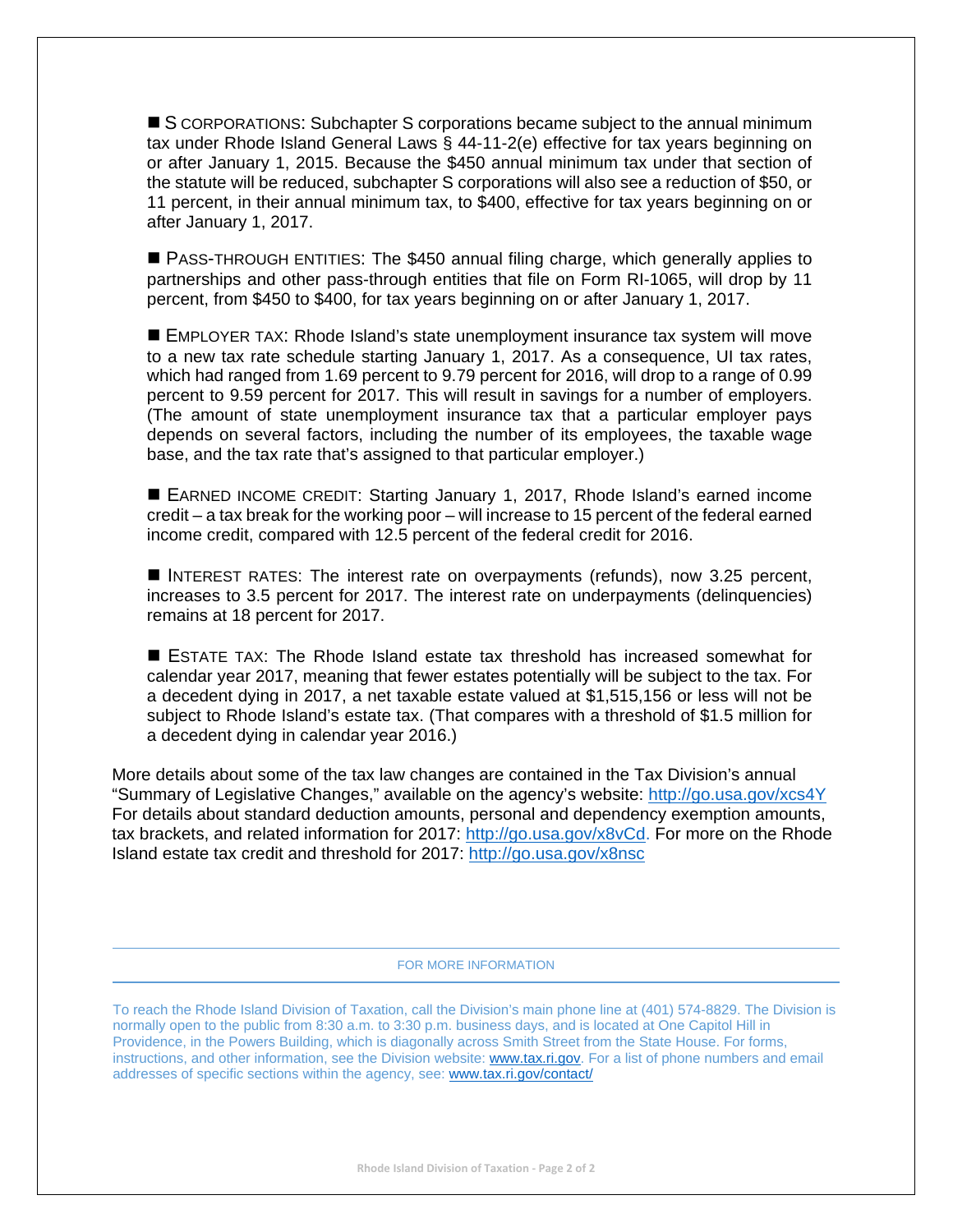■ S CORPORATIONS: Subchapter S corporations became subject to the annual minimum tax under Rhode Island General Laws § 44-11-2(e) effective for tax years beginning on or after January 1, 2015. Because the $450 annual minimum tax under that section of the statute will be reduced, subchapter S corporations will also see a reduction of $50, or 11 percent, in their annual minimum tax, to $400, effective for tax years beginning on or after January 1, 2017.

■ PASS-THROUGH ENTITIES: The $450 annual filing charge, which generally applies to partnerships and other pass-through entities that file on Form RI-1065, will drop by 11 percent, from $450 to $400, for tax years beginning on or after January 1, 2017.

■ EMPLOYER TAX: Rhode Island's state unemployment insurance tax system will move to a new tax rate schedule starting January 1, 2017. As a consequence, UI tax rates, which had ranged from 1.69 percent to 9.79 percent for 2016, will drop to a range of 0.99 percent to 9.59 percent for 2017. This will result in savings for a number of employers. (The amount of state unemployment insurance tax that a particular employer pays depends on several factors, including the number of its employees, the taxable wage base, and the tax rate that's assigned to that particular employer.)

■ EARNED INCOME CREDIT: Starting January 1, 2017, Rhode Island's earned income credit – a tax break for the working poor – will increase to 15 percent of the federal earned income credit, compared with 12.5 percent of the federal credit for 2016.

■ INTEREST RATES: The interest rate on overpayments (refunds), now 3.25 percent, increases to 3.5 percent for 2017. The interest rate on underpayments (delinquencies) remains at 18 percent for 2017.

■ ESTATE TAX: The Rhode Island estate tax threshold has increased somewhat for calendar year 2017, meaning that fewer estates potentially will be subject to the tax. For a decedent dying in 2017, a net taxable estate valued at $1,515,156 or less will not be subject to Rhode Island's estate tax. (That compares with a threshold of $1.5 million for a decedent dying in calendar year 2016.)

More details about some of the tax law changes are contained in the Tax Division's annual "Summary of Legislative Changes," available on the agency's website: http://go.usa.gov/xcs4Y For details about standard deduction amounts, personal and dependency exemption amounts, tax brackets, and related information for 2017: http://go.usa.gov/x8vCd. For more on the Rhode Island estate tax credit and threshold for 2017: http://go.usa.gov/x8nsc

---

FOR MORE INFORMATION

---

To reach the Rhode Island Division of Taxation, call the Division's main phone line at (401) 574-8829. The Division is normally open to the public from 8:30 a.m. to 3:30 p.m. business days, and is located at One Capitol Hill in Providence, in the Powers Building, which is diagonally across Smith Street from the State House. For forms, instructions, and other information, see the Division website: www.tax.ri.gov. For a list of phone numbers and email addresses of specific sections within the agency, see: www.tax.ri.gov/contact/